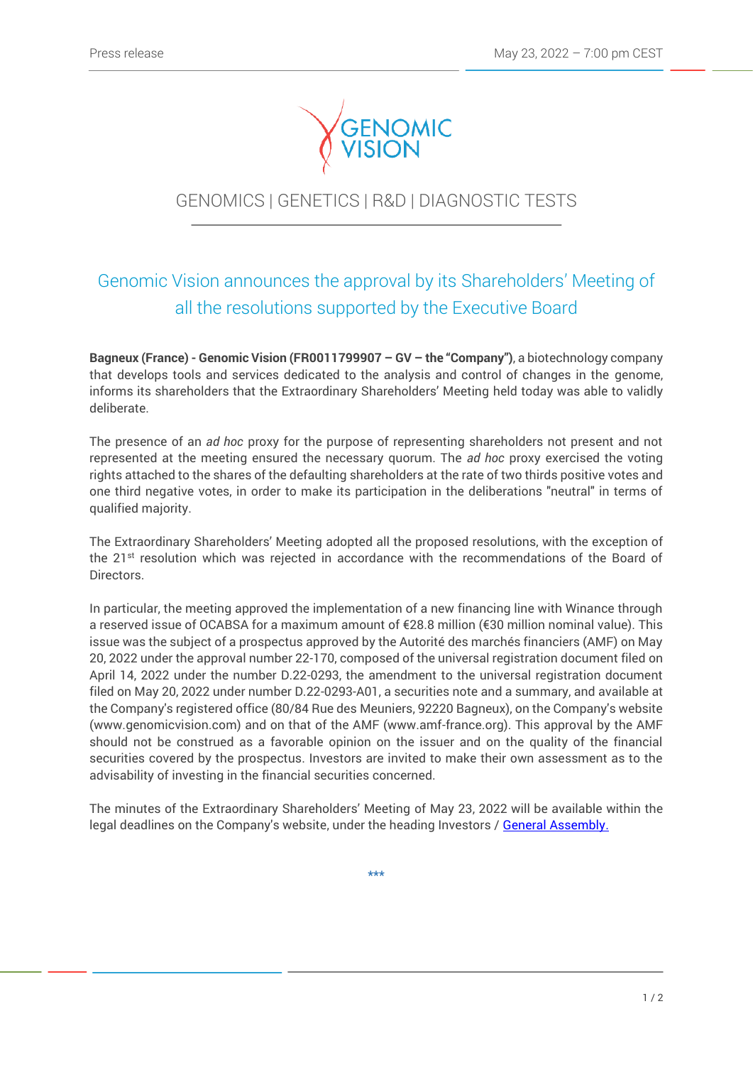Press release

May 23, 2022 – 7:00 pm CEST

GENOMIC VISION

GENOMICS | GENETICS | R&D | DIAGNOSTIC TESTS

# Genomic Vision announces the approval by its Shareholders' Meeting of all the resolutions supported by the Executive Board

**Bagneux (France) - Genomic Vision (FR0011799907 – GV – the "Company")**, a biotechnology company that develops tools and services dedicated to the analysis and control of changes in the genome, informs its shareholders that the Extraordinary Shareholders' Meeting held today was able to validly deliberate.

The presence of an *ad hoc* proxy for the purpose of representing shareholders not present and not represented at the meeting ensured the necessary quorum. The *ad hoc* proxy exercised the voting rights attached to the shares of the defaulting shareholders at the rate of two thirds positive votes and one third negative votes, in order to make its participation in the deliberations "neutral" in terms of qualified majority.

The Extraordinary Shareholders' Meeting adopted all the proposed resolutions, with the exception of the 21st resolution which was rejected in accordance with the recommendations of the Board of Directors.

In particular, the meeting approved the implementation of a new financing line with Winance through a reserved issue of OCABSA for a maximum amount of €28.8 million (€30 million nominal value). This issue was the subject of a prospectus approved by the Autorité des marchés financiers (AMF) on May 20, 2022 under the approval number 22-170, composed of the universal registration document filed on April 14, 2022 under the number D.22-0293, the amendment to the universal registration document filed on May 20, 2022 under number D.22-0293-A01, a securities note and a summary, and available at the Company's registered office (80/84 Rue des Meuniers, 92220 Bagneux), on the Company's website (www.genomicvision.com) and on that of the AMF (www.amf-france.org). This approval by the AMF should not be construed as a favorable opinion on the issuer and on the quality of the financial securities covered by the prospectus. Investors are invited to make their own assessment as to the advisability of investing in the financial securities concerned.

The minutes of the Extraordinary Shareholders' Meeting of May 23, 2022 will be available within the legal deadlines on the Company's website, under the heading Investors / General Assembly.

***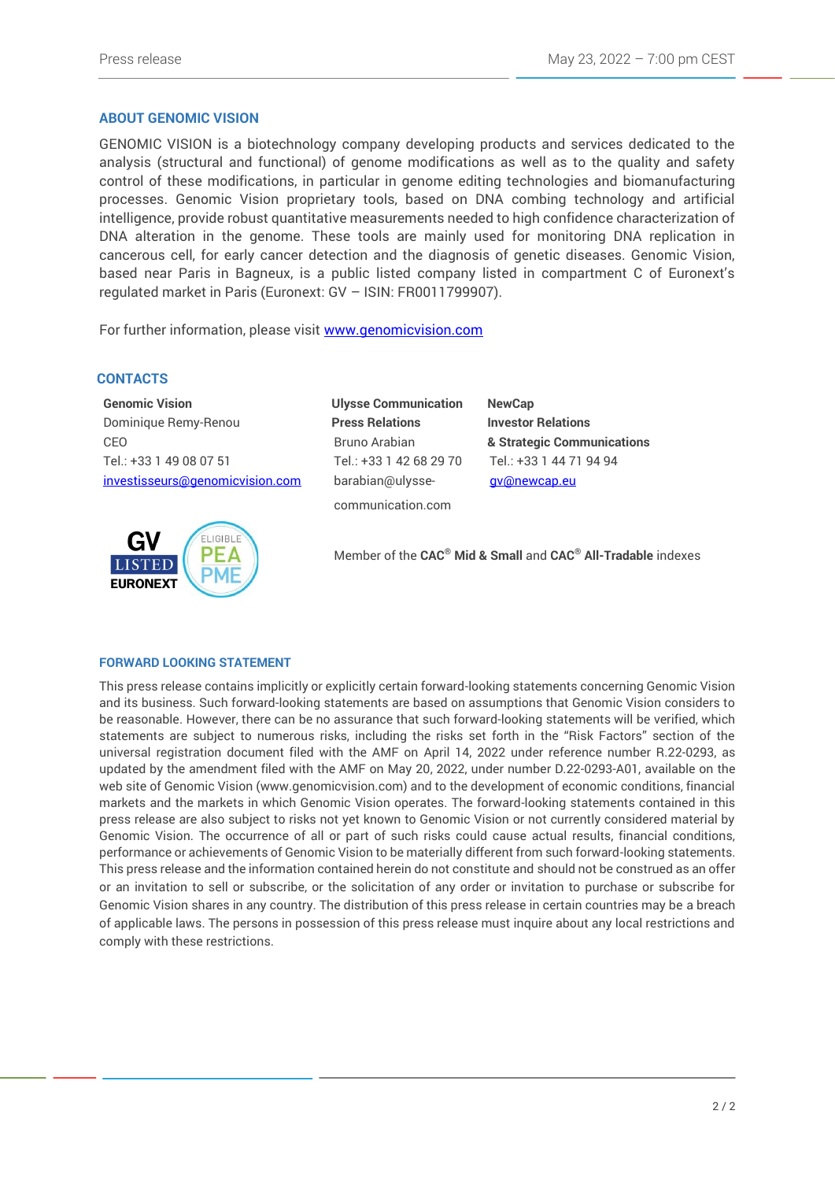## ABOUT GENOMIC VISION

GENOMIC VISION is a biotechnology company developing products and services dedicated to the analysis (structural and functional) of genome modifications as well as to the quality and safety control of these modifications, in particular in genome editing technologies and biomanufacturing processes. Genomic Vision proprietary tools, based on DNA combing technology and artificial intelligence, provide robust quantitative measurements needed to high confidence characterization of DNA alteration in the genome. These tools are mainly used for monitoring DNA replication in cancerous cell, for early cancer detection and the diagnosis of genetic diseases. Genomic Vision, based near Paris in Bagneux, is a public listed company listed in compartment C of Euronext's regulated market in Paris (Euronext: GV – ISIN: FR0011799907).

For further information, please visit [www.genomicvision.com](http://www.genomicvision.com)

## CONTACTS

**Genomic Vision**
Dominique Remy-Renou
CEO
Tel.: +33 1 49 08 07 51
investisseurs@genomicvision.com

**Ulysse Communication**
**Press Relations**
Bruno Arabian
Tel.: +33 1 42 68 29 70
barabian@ulysse-communication.com

**NewCap**
**Investor Relations**
**& Strategic Communications**
Tel.: +33 1 44 71 94 94
gv@newcap.eu

GV LISTED EURONEXT — ELIGIBLE PEA PME

Member of the **CAC® Mid & Small** and **CAC® All-Tradable** indexes

## FORWARD LOOKING STATEMENT

This press release contains implicitly or explicitly certain forward-looking statements concerning Genomic Vision and its business. Such forward-looking statements are based on assumptions that Genomic Vision considers to be reasonable. However, there can be no assurance that such forward-looking statements will be verified, which statements are subject to numerous risks, including the risks set forth in the "Risk Factors" section of the universal registration document filed with the AMF on April 14, 2022 under reference number R.22-0293, as updated by the amendment filed with the AMF on May 20, 2022, under number D.22-0293-A01, available on the web site of Genomic Vision (www.genomicvision.com) and to the development of economic conditions, financial markets and the markets in which Genomic Vision operates. The forward-looking statements contained in this press release are also subject to risks not yet known to Genomic Vision or not currently considered material by Genomic Vision. The occurrence of all or part of such risks could cause actual results, financial conditions, performance or achievements of Genomic Vision to be materially different from such forward-looking statements. This press release and the information contained herein do not constitute and should not be construed as an offer or an invitation to sell or subscribe, or the solicitation of any order or invitation to purchase or subscribe for Genomic Vision shares in any country. The distribution of this press release in certain countries may be a breach of applicable laws. The persons in possession of this press release must inquire about any local restrictions and comply with these restrictions.